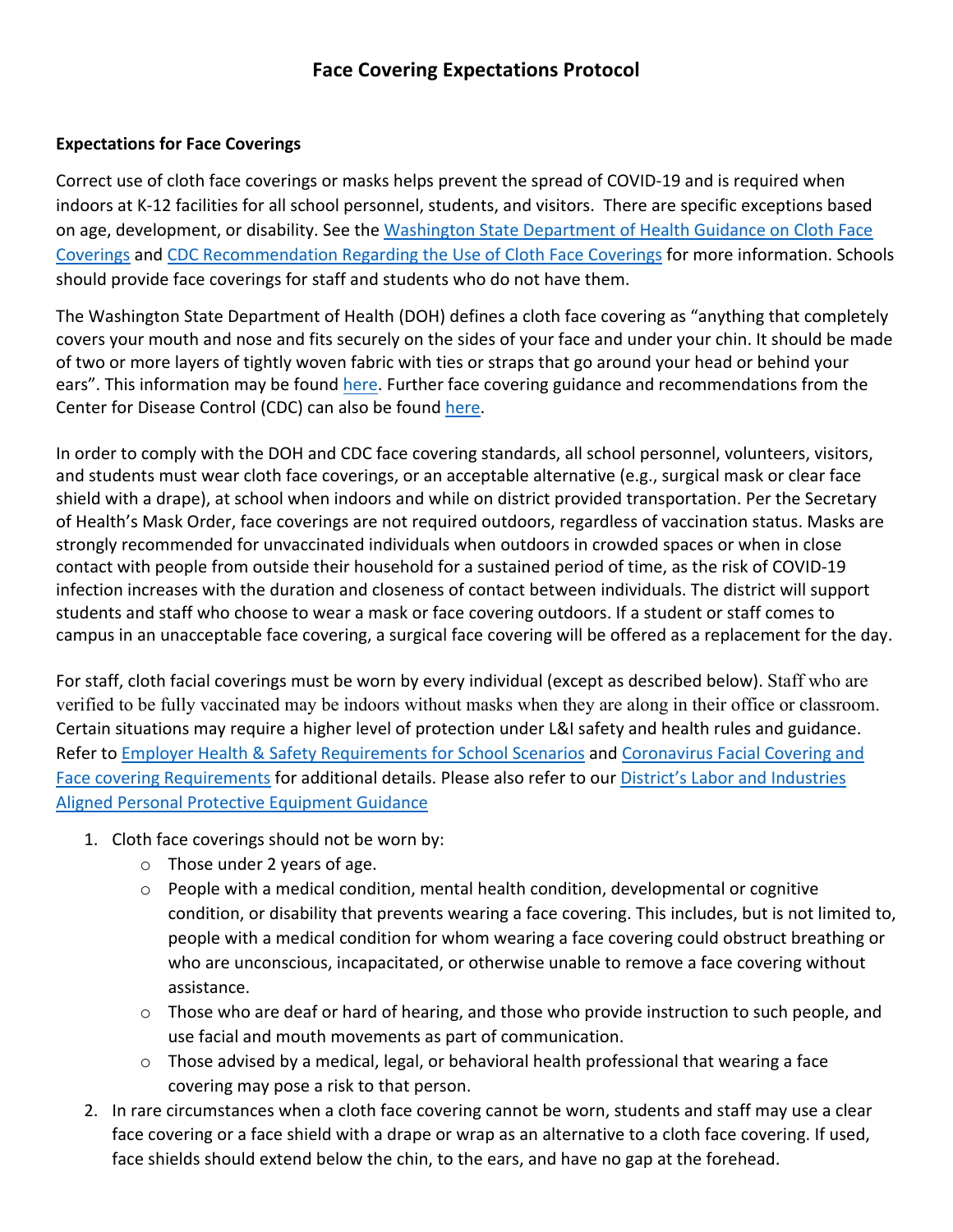# Face Covering Expectations Protocol

**Expectations for Face Coverings**

Correct use of cloth face coverings or masks helps prevent the spread of COVID-19 and is required when indoors at K-12 facilities for all school personnel, students, and visitors. There are specific exceptions based on age, development, or disability. See the Washington State Department of Health Guidance on Cloth Face Coverings and CDC Recommendation Regarding the Use of Cloth Face Coverings for more information. Schools should provide face coverings for staff and students who do not have them.

The Washington State Department of Health (DOH) defines a cloth face covering as "anything that completely covers your mouth and nose and fits securely on the sides of your face and under your chin. It should be made of two or more layers of tightly woven fabric with ties or straps that go around your head or behind your ears". This information may be found here. Further face covering guidance and recommendations from the Center for Disease Control (CDC) can also be found here.

In order to comply with the DOH and CDC face covering standards, all school personnel, volunteers, visitors, and students must wear cloth face coverings, or an acceptable alternative (e.g., surgical mask or clear face shield with a drape), at school when indoors and while on district provided transportation. Per the Secretary of Health's Mask Order, face coverings are not required outdoors, regardless of vaccination status. Masks are strongly recommended for unvaccinated individuals when outdoors in crowded spaces or when in close contact with people from outside their household for a sustained period of time, as the risk of COVID-19 infection increases with the duration and closeness of contact between individuals. The district will support students and staff who choose to wear a mask or face covering outdoors. If a student or staff comes to campus in an unacceptable face covering, a surgical face covering will be offered as a replacement for the day.

For staff, cloth facial coverings must be worn by every individual (except as described below). Staff who are verified to be fully vaccinated may be indoors without masks when they are along in their office or classroom. Certain situations may require a higher level of protection under L&I safety and health rules and guidance. Refer to Employer Health & Safety Requirements for School Scenarios and Coronavirus Facial Covering and Face covering Requirements for additional details. Please also refer to our District's Labor and Industries Aligned Personal Protective Equipment Guidance

1. Cloth face coverings should not be worn by:
   - Those under 2 years of age.
   - People with a medical condition, mental health condition, developmental or cognitive condition, or disability that prevents wearing a face covering. This includes, but is not limited to, people with a medical condition for whom wearing a face covering could obstruct breathing or who are unconscious, incapacitated, or otherwise unable to remove a face covering without assistance.
   - Those who are deaf or hard of hearing, and those who provide instruction to such people, and use facial and mouth movements as part of communication.
   - Those advised by a medical, legal, or behavioral health professional that wearing a face covering may pose a risk to that person.
2. In rare circumstances when a cloth face covering cannot be worn, students and staff may use a clear face covering or a face shield with a drape or wrap as an alternative to a cloth face covering. If used, face shields should extend below the chin, to the ears, and have no gap at the forehead.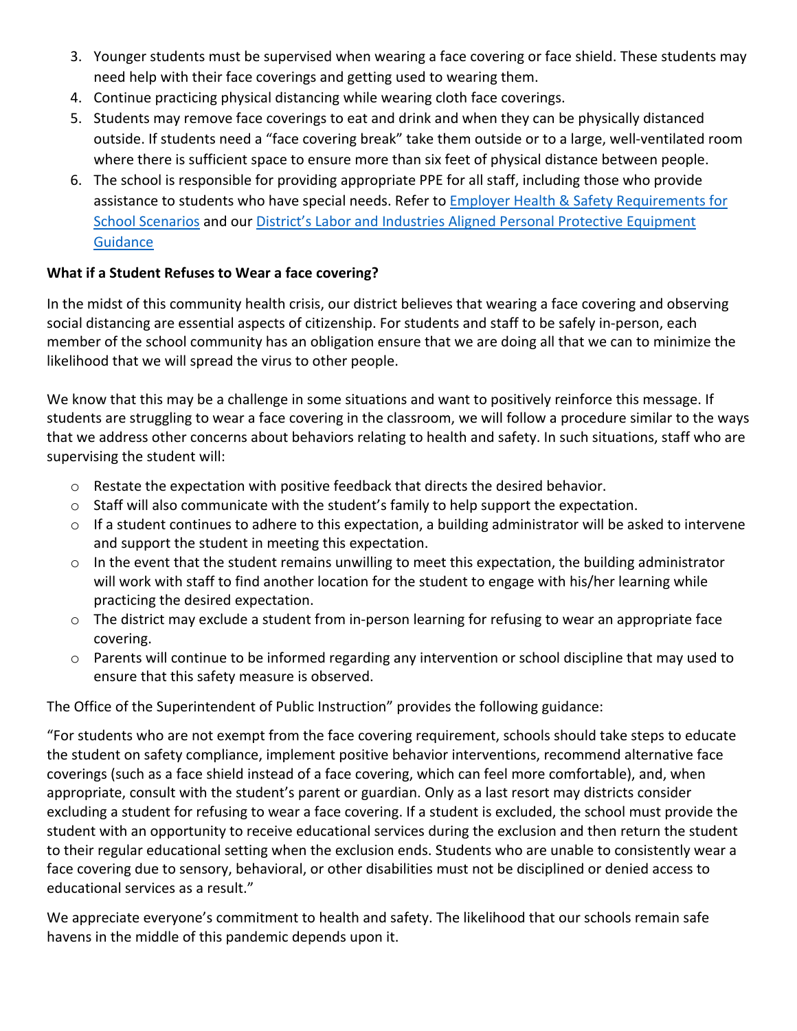3. Younger students must be supervised when wearing a face covering or face shield. These students may need help with their face coverings and getting used to wearing them.
4. Continue practicing physical distancing while wearing cloth face coverings.
5. Students may remove face coverings to eat and drink and when they can be physically distanced outside. If students need a "face covering break" take them outside or to a large, well-ventilated room where there is sufficient space to ensure more than six feet of physical distance between people.
6. The school is responsible for providing appropriate PPE for all staff, including those who provide assistance to students who have special needs. Refer to Employer Health & Safety Requirements for School Scenarios and our District's Labor and Industries Aligned Personal Protective Equipment Guidance

**What if a Student Refuses to Wear a face covering?**

In the midst of this community health crisis, our district believes that wearing a face covering and observing social distancing are essential aspects of citizenship. For students and staff to be safely in-person, each member of the school community has an obligation ensure that we are doing all that we can to minimize the likelihood that we will spread the virus to other people.

We know that this may be a challenge in some situations and want to positively reinforce this message. If students are struggling to wear a face covering in the classroom, we will follow a procedure similar to the ways that we address other concerns about behaviors relating to health and safety. In such situations, staff who are supervising the student will:

- Restate the expectation with positive feedback that directs the desired behavior.
- Staff will also communicate with the student's family to help support the expectation.
- If a student continues to adhere to this expectation, a building administrator will be asked to intervene and support the student in meeting this expectation.
- In the event that the student remains unwilling to meet this expectation, the building administrator will work with staff to find another location for the student to engage with his/her learning while practicing the desired expectation.
- The district may exclude a student from in-person learning for refusing to wear an appropriate face covering.
- Parents will continue to be informed regarding any intervention or school discipline that may used to ensure that this safety measure is observed.

The Office of the Superintendent of Public Instruction" provides the following guidance:

"For students who are not exempt from the face covering requirement, schools should take steps to educate the student on safety compliance, implement positive behavior interventions, recommend alternative face coverings (such as a face shield instead of a face covering, which can feel more comfortable), and, when appropriate, consult with the student's parent or guardian. Only as a last resort may districts consider excluding a student for refusing to wear a face covering. If a student is excluded, the school must provide the student with an opportunity to receive educational services during the exclusion and then return the student to their regular educational setting when the exclusion ends. Students who are unable to consistently wear a face covering due to sensory, behavioral, or other disabilities must not be disciplined or denied access to educational services as a result."

We appreciate everyone's commitment to health and safety. The likelihood that our schools remain safe havens in the middle of this pandemic depends upon it.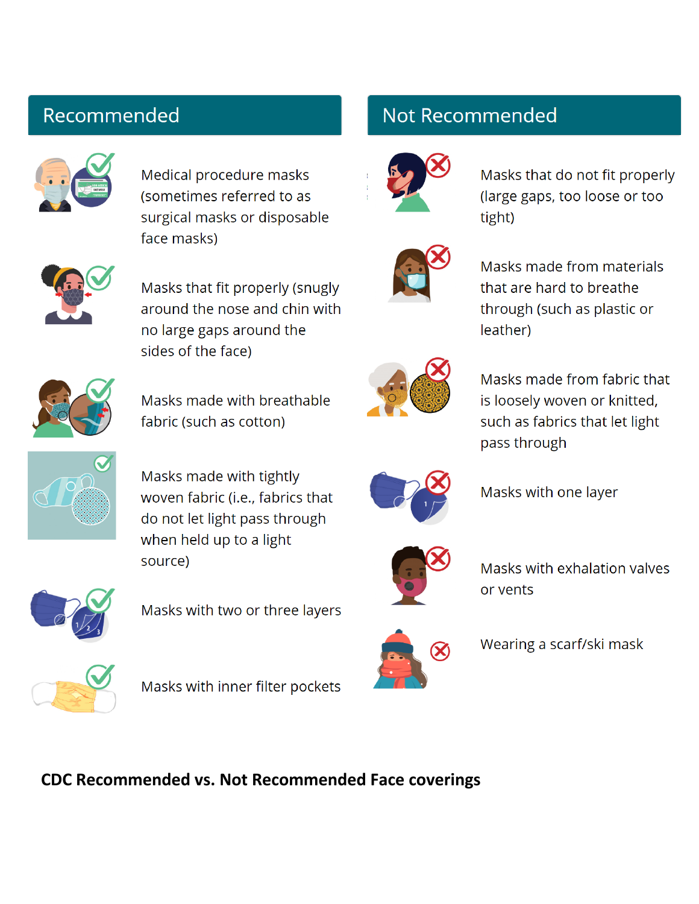## Recommended

- Medical procedure masks (sometimes referred to as surgical masks or disposable face masks)
- Masks that fit properly (snugly around the nose and chin with no large gaps around the sides of the face)
- Masks made with breathable fabric (such as cotton)
- Masks made with tightly woven fabric (i.e., fabrics that do not let light pass through when held up to a light source)
- Masks with two or three layers
- Masks with inner filter pockets

## Not Recommended

- Masks that do not fit properly (large gaps, too loose or too tight)
- Masks made from materials that are hard to breathe through (such as plastic or leather)
- Masks made from fabric that is loosely woven or knitted, such as fabrics that let light pass through
- Masks with one layer
- Masks with exhalation valves or vents
- Wearing a scarf/ski mask

**CDC Recommended vs. Not Recommended Face coverings**